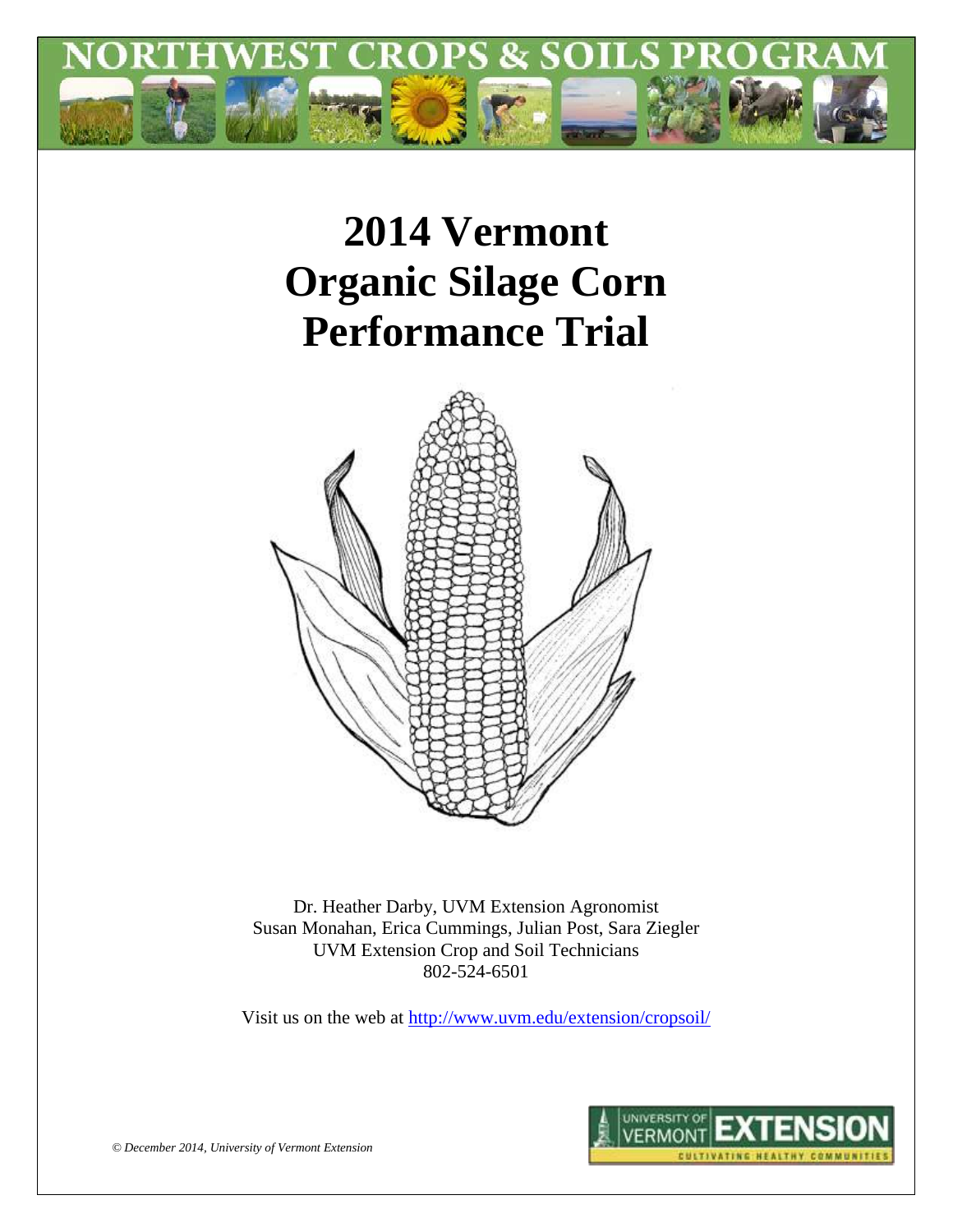NORTHWEST CROPS & SOILS PROGRAM

# 2014 Vermont Organic Silage Corn Performance Trial

Dr. Heather Darby, UVM Extension Agronomist
Susan Monahan, Erica Cummings, Julian Post, Sara Ziegler
UVM Extension Crop and Soil Technicians
802-524-6501

Visit us on the web at http://www.uvm.edu/extension/cropsoil/

*© December 2014, University of Vermont Extension*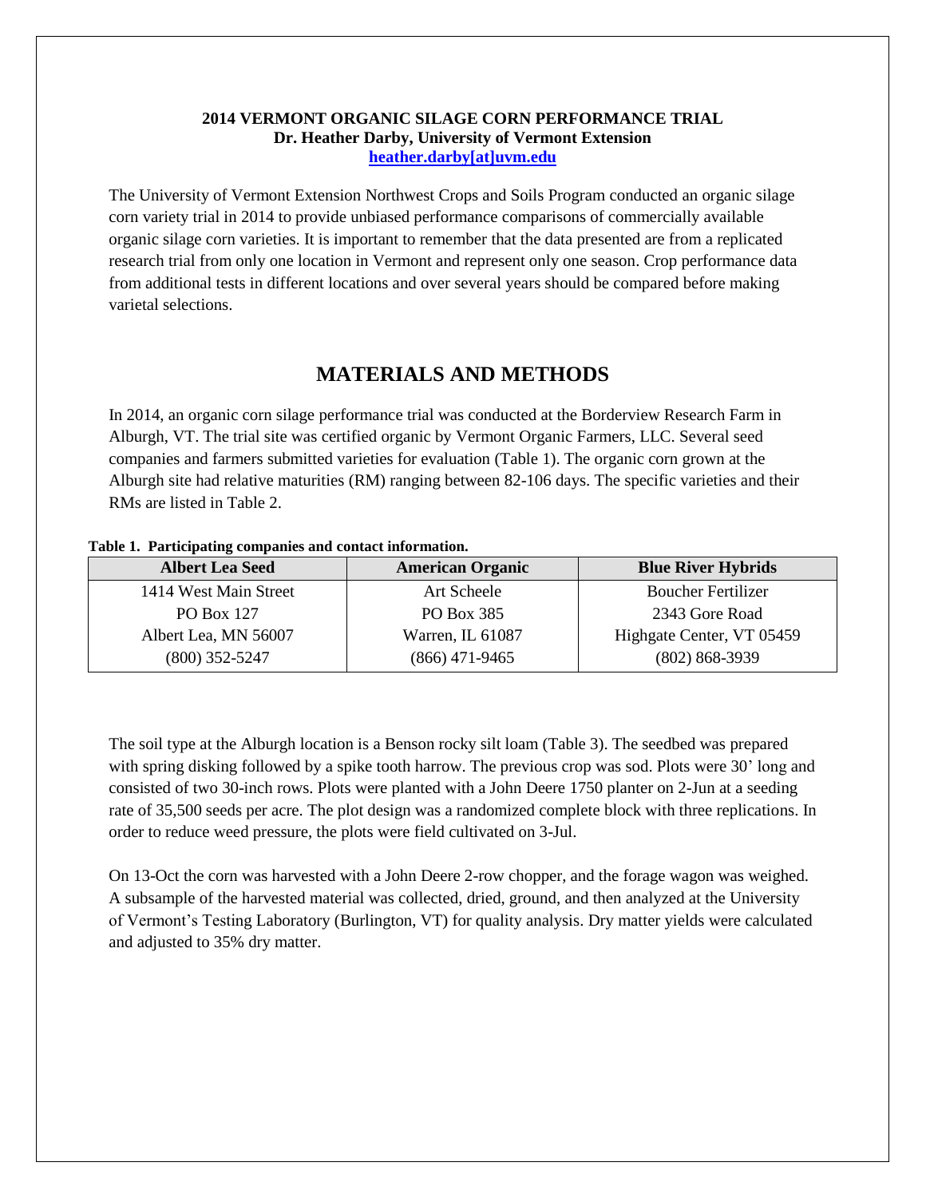**2014 VERMONT ORGANIC SILAGE CORN PERFORMANCE TRIAL**
**Dr. Heather Darby, University of Vermont Extension**
**heather.darby[at]uvm.edu**

The University of Vermont Extension Northwest Crops and Soils Program conducted an organic silage corn variety trial in 2014 to provide unbiased performance comparisons of commercially available organic silage corn varieties. It is important to remember that the data presented are from a replicated research trial from only one location in Vermont and represent only one season. Crop performance data from additional tests in different locations and over several years should be compared before making varietal selections.

# MATERIALS AND METHODS

In 2014, an organic corn silage performance trial was conducted at the Borderview Research Farm in Alburgh, VT. The trial site was certified organic by Vermont Organic Farmers, LLC. Several seed companies and farmers submitted varieties for evaluation (Table 1). The organic corn grown at the Alburgh site had relative maturities (RM) ranging between 82-106 days. The specific varieties and their RMs are listed in Table 2.

**Table 1. Participating companies and contact information.**

| Albert Lea Seed | American Organic | Blue River Hybrids |
|---|---|---|
| 1414 West Main Street | Art Scheele | Boucher Fertilizer |
| PO Box 127 | PO Box 385 | 2343 Gore Road |
| Albert Lea, MN 56007 | Warren, IL 61087 | Highgate Center, VT 05459 |
| (800) 352-5247 | (866) 471-9465 | (802) 868-3939 |

The soil type at the Alburgh location is a Benson rocky silt loam (Table 3). The seedbed was prepared with spring disking followed by a spike tooth harrow. The previous crop was sod. Plots were 30' long and consisted of two 30-inch rows. Plots were planted with a John Deere 1750 planter on 2-Jun at a seeding rate of 35,500 seeds per acre. The plot design was a randomized complete block with three replications. In order to reduce weed pressure, the plots were field cultivated on 3-Jul.

On 13-Oct the corn was harvested with a John Deere 2-row chopper, and the forage wagon was weighed. A subsample of the harvested material was collected, dried, ground, and then analyzed at the University of Vermont's Testing Laboratory (Burlington, VT) for quality analysis. Dry matter yields were calculated and adjusted to 35% dry matter.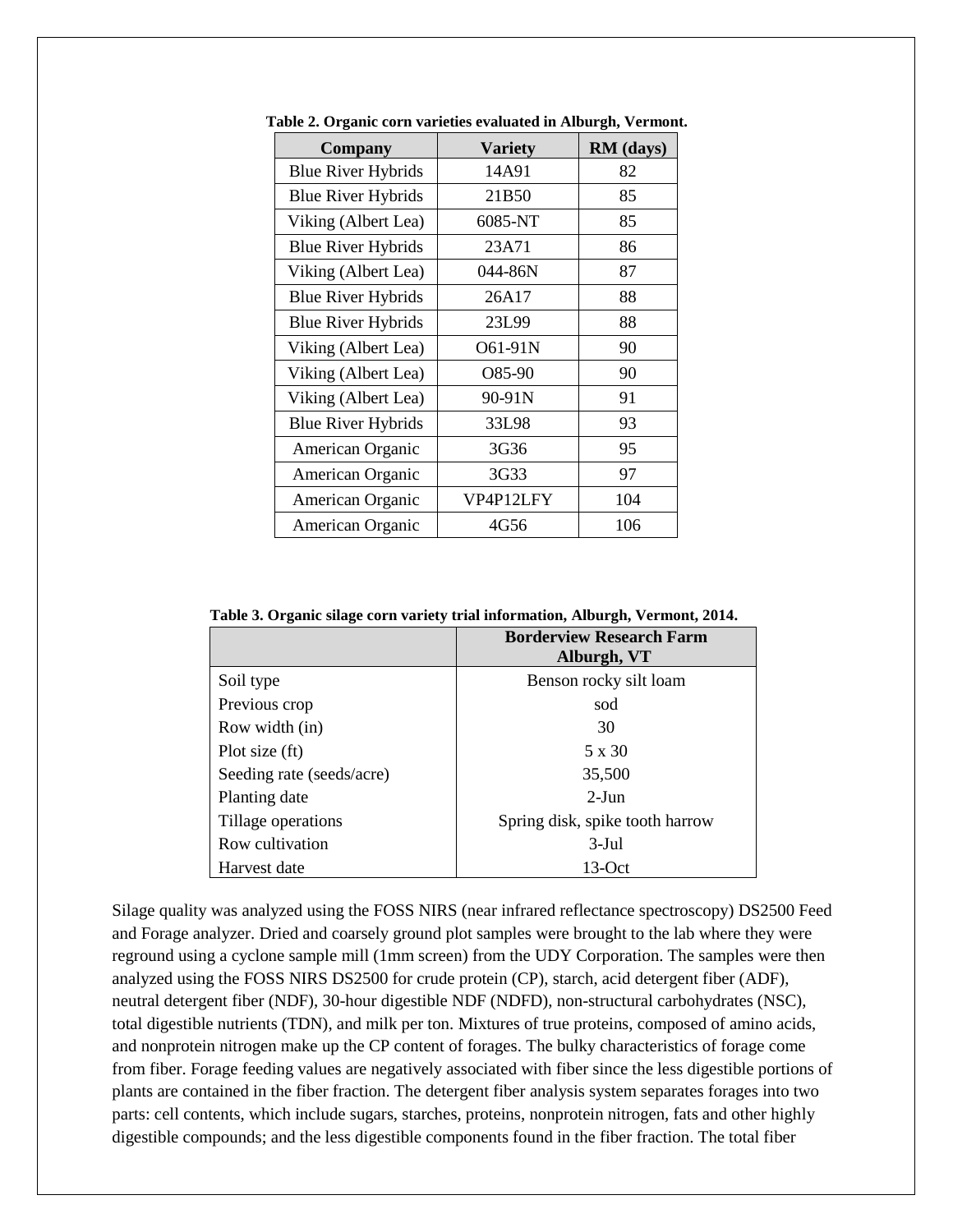**Table 2. Organic corn varieties evaluated in Alburgh, Vermont.**

| Company | Variety | RM (days) |
|---|---|---|
| Blue River Hybrids | 14A91 | 82 |
| Blue River Hybrids | 21B50 | 85 |
| Viking (Albert Lea) | 6085-NT | 85 |
| Blue River Hybrids | 23A71 | 86 |
| Viking (Albert Lea) | 044-86N | 87 |
| Blue River Hybrids | 26A17 | 88 |
| Blue River Hybrids | 23L99 | 88 |
| Viking (Albert Lea) | O61-91N | 90 |
| Viking (Albert Lea) | O85-90 | 90 |
| Viking (Albert Lea) | 90-91N | 91 |
| Blue River Hybrids | 33L98 | 93 |
| American Organic | 3G36 | 95 |
| American Organic | 3G33 | 97 |
| American Organic | VP4P12LFY | 104 |
| American Organic | 4G56 | 106 |

**Table 3. Organic silage corn variety trial information, Alburgh, Vermont, 2014.**

| | Borderview Research Farm Alburgh, VT |
|---|---|
| Soil type | Benson rocky silt loam |
| Previous crop | sod |
| Row width (in) | 30 |
| Plot size (ft) | 5 x 30 |
| Seeding rate (seeds/acre) | 35,500 |
| Planting date | 2-Jun |
| Tillage operations | Spring disk, spike tooth harrow |
| Row cultivation | 3-Jul |
| Harvest date | 13-Oct |

Silage quality was analyzed using the FOSS NIRS (near infrared reflectance spectroscopy) DS2500 Feed and Forage analyzer. Dried and coarsely ground plot samples were brought to the lab where they were reground using a cyclone sample mill (1mm screen) from the UDY Corporation. The samples were then analyzed using the FOSS NIRS DS2500 for crude protein (CP), starch, acid detergent fiber (ADF), neutral detergent fiber (NDF), 30-hour digestible NDF (NDFD), non-structural carbohydrates (NSC), total digestible nutrients (TDN), and milk per ton. Mixtures of true proteins, composed of amino acids, and nonprotein nitrogen make up the CP content of forages. The bulky characteristics of forage come from fiber. Forage feeding values are negatively associated with fiber since the less digestible portions of plants are contained in the fiber fraction. The detergent fiber analysis system separates forages into two parts: cell contents, which include sugars, starches, proteins, nonprotein nitrogen, fats and other highly digestible compounds; and the less digestible components found in the fiber fraction. The total fiber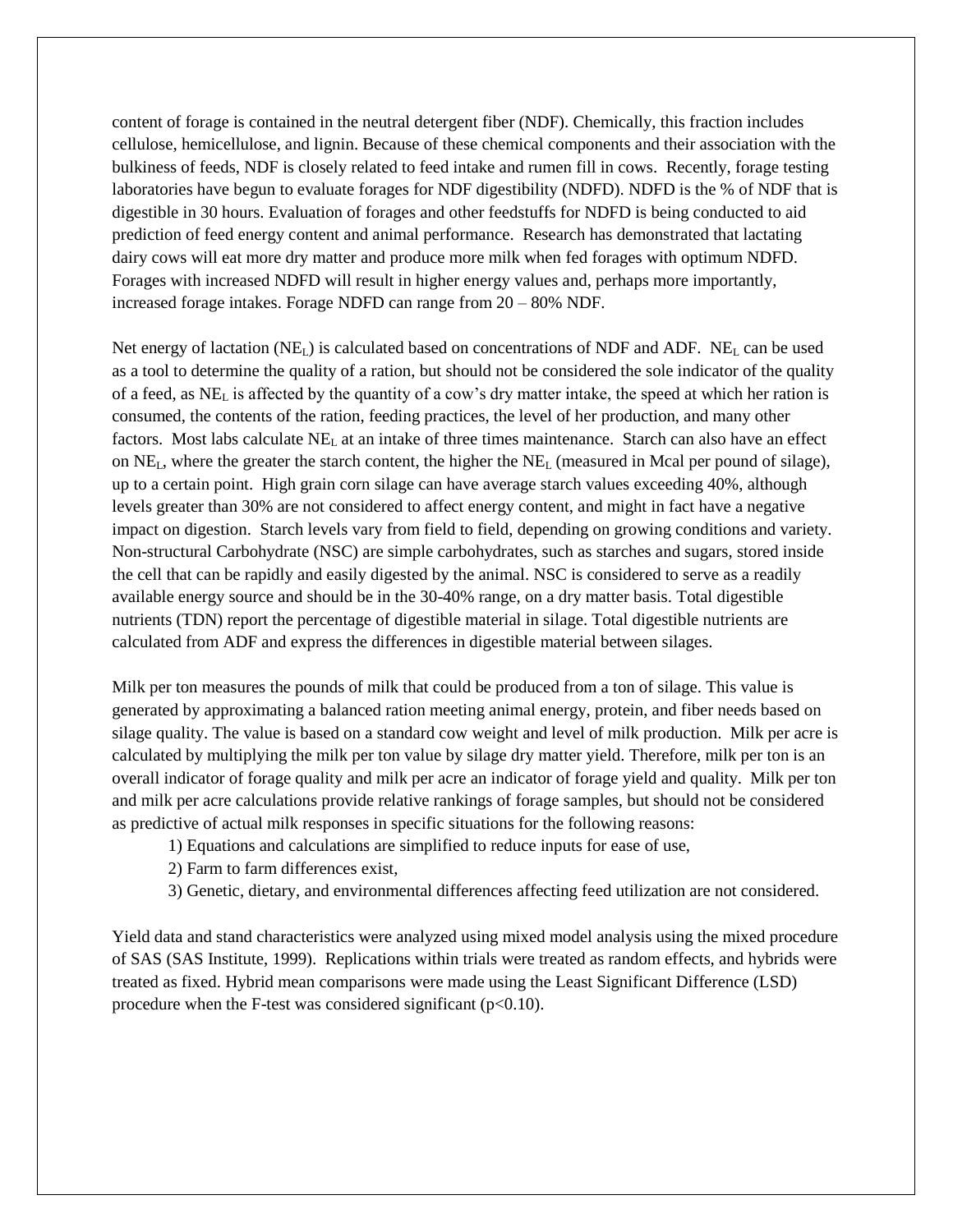content of forage is contained in the neutral detergent fiber (NDF). Chemically, this fraction includes cellulose, hemicellulose, and lignin. Because of these chemical components and their association with the bulkiness of feeds, NDF is closely related to feed intake and rumen fill in cows. Recently, forage testing laboratories have begun to evaluate forages for NDF digestibility (NDFD). NDFD is the % of NDF that is digestible in 30 hours. Evaluation of forages and other feedstuffs for NDFD is being conducted to aid prediction of feed energy content and animal performance. Research has demonstrated that lactating dairy cows will eat more dry matter and produce more milk when fed forages with optimum NDFD. Forages with increased NDFD will result in higher energy values and, perhaps more importantly, increased forage intakes. Forage NDFD can range from 20 – 80% NDF.

Net energy of lactation ($NE_L$) is calculated based on concentrations of NDF and ADF. $NE_L$ can be used as a tool to determine the quality of a ration, but should not be considered the sole indicator of the quality of a feed, as $NE_L$ is affected by the quantity of a cow's dry matter intake, the speed at which her ration is consumed, the contents of the ration, feeding practices, the level of her production, and many other factors. Most labs calculate $NE_L$ at an intake of three times maintenance. Starch can also have an effect on $NE_L$, where the greater the starch content, the higher the $NE_L$ (measured in Mcal per pound of silage), up to a certain point. High grain corn silage can have average starch values exceeding 40%, although levels greater than 30% are not considered to affect energy content, and might in fact have a negative impact on digestion. Starch levels vary from field to field, depending on growing conditions and variety. Non-structural Carbohydrate (NSC) are simple carbohydrates, such as starches and sugars, stored inside the cell that can be rapidly and easily digested by the animal. NSC is considered to serve as a readily available energy source and should be in the 30-40% range, on a dry matter basis. Total digestible nutrients (TDN) report the percentage of digestible material in silage. Total digestible nutrients are calculated from ADF and express the differences in digestible material between silages.

Milk per ton measures the pounds of milk that could be produced from a ton of silage. This value is generated by approximating a balanced ration meeting animal energy, protein, and fiber needs based on silage quality. The value is based on a standard cow weight and level of milk production. Milk per acre is calculated by multiplying the milk per ton value by silage dry matter yield. Therefore, milk per ton is an overall indicator of forage quality and milk per acre an indicator of forage yield and quality. Milk per ton and milk per acre calculations provide relative rankings of forage samples, but should not be considered as predictive of actual milk responses in specific situations for the following reasons:

1) Equations and calculations are simplified to reduce inputs for ease of use,
2) Farm to farm differences exist,
3) Genetic, dietary, and environmental differences affecting feed utilization are not considered.

Yield data and stand characteristics were analyzed using mixed model analysis using the mixed procedure of SAS (SAS Institute, 1999). Replications within trials were treated as random effects, and hybrids were treated as fixed. Hybrid mean comparisons were made using the Least Significant Difference (LSD) procedure when the F-test was considered significant ($p<0.10$).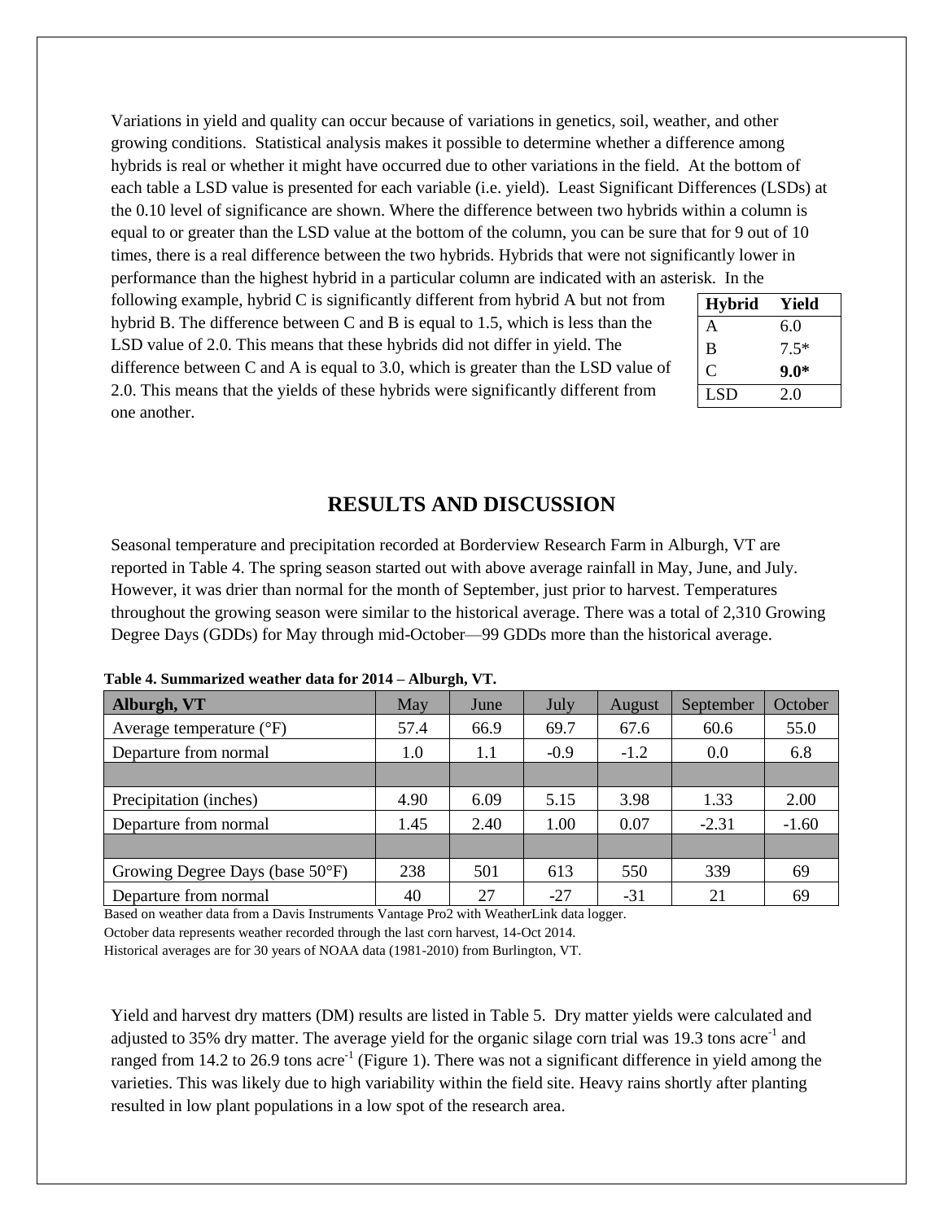Variations in yield and quality can occur because of variations in genetics, soil, weather, and other growing conditions. Statistical analysis makes it possible to determine whether a difference among hybrids is real or whether it might have occurred due to other variations in the field. At the bottom of each table a LSD value is presented for each variable (i.e. yield). Least Significant Differences (LSDs) at the 0.10 level of significance are shown. Where the difference between two hybrids within a column is equal to or greater than the LSD value at the bottom of the column, you can be sure that for 9 out of 10 times, there is a real difference between the two hybrids. Hybrids that were not significantly lower in performance than the highest hybrid in a particular column are indicated with an asterisk. In the following example, hybrid C is significantly different from hybrid A but not from hybrid B. The difference between C and B is equal to 1.5, which is less than the LSD value of 2.0. This means that these hybrids did not differ in yield. The difference between C and A is equal to 3.0, which is greater than the LSD value of 2.0. This means that the yields of these hybrids were significantly different from one another.

| Hybrid | Yield |
|---|---|
| A | 6.0 |
| B | 7.5* |
| C | **9.0*** |
| LSD | 2.0 |

## RESULTS AND DISCUSSION

Seasonal temperature and precipitation recorded at Borderview Research Farm in Alburgh, VT are reported in Table 4. The spring season started out with above average rainfall in May, June, and July. However, it was drier than normal for the month of September, just prior to harvest. Temperatures throughout the growing season were similar to the historical average. There was a total of 2,310 Growing Degree Days (GDDs) for May through mid-October—99 GDDs more than the historical average.

**Table 4. Summarized weather data for 2014 – Alburgh, VT.**

| Alburgh, VT | May | June | July | August | September | October |
|---|---|---|---|---|---|---|
| Average temperature (°F) | 57.4 | 66.9 | 69.7 | 67.6 | 60.6 | 55.0 |
| Departure from normal | 1.0 | 1.1 | -0.9 | -1.2 | 0.0 | 6.8 |
| | | | | | | |
| Precipitation (inches) | 4.90 | 6.09 | 5.15 | 3.98 | 1.33 | 2.00 |
| Departure from normal | 1.45 | 2.40 | 1.00 | 0.07 | -2.31 | -1.60 |
| | | | | | | |
| Growing Degree Days (base 50°F) | 238 | 501 | 613 | 550 | 339 | 69 |
| Departure from normal | 40 | 27 | -27 | -31 | 21 | 69 |

Based on weather data from a Davis Instruments Vantage Pro2 with WeatherLink data logger.
October data represents weather recorded through the last corn harvest, 14-Oct 2014.
Historical averages are for 30 years of NOAA data (1981-2010) from Burlington, VT.

Yield and harvest dry matters (DM) results are listed in Table 5. Dry matter yields were calculated and adjusted to 35% dry matter. The average yield for the organic silage corn trial was 19.3 tons acre$^{-1}$ and ranged from 14.2 to 26.9 tons acre$^{-1}$ (Figure 1). There was not a significant difference in yield among the varieties. This was likely due to high variability within the field site. Heavy rains shortly after planting resulted in low plant populations in a low spot of the research area.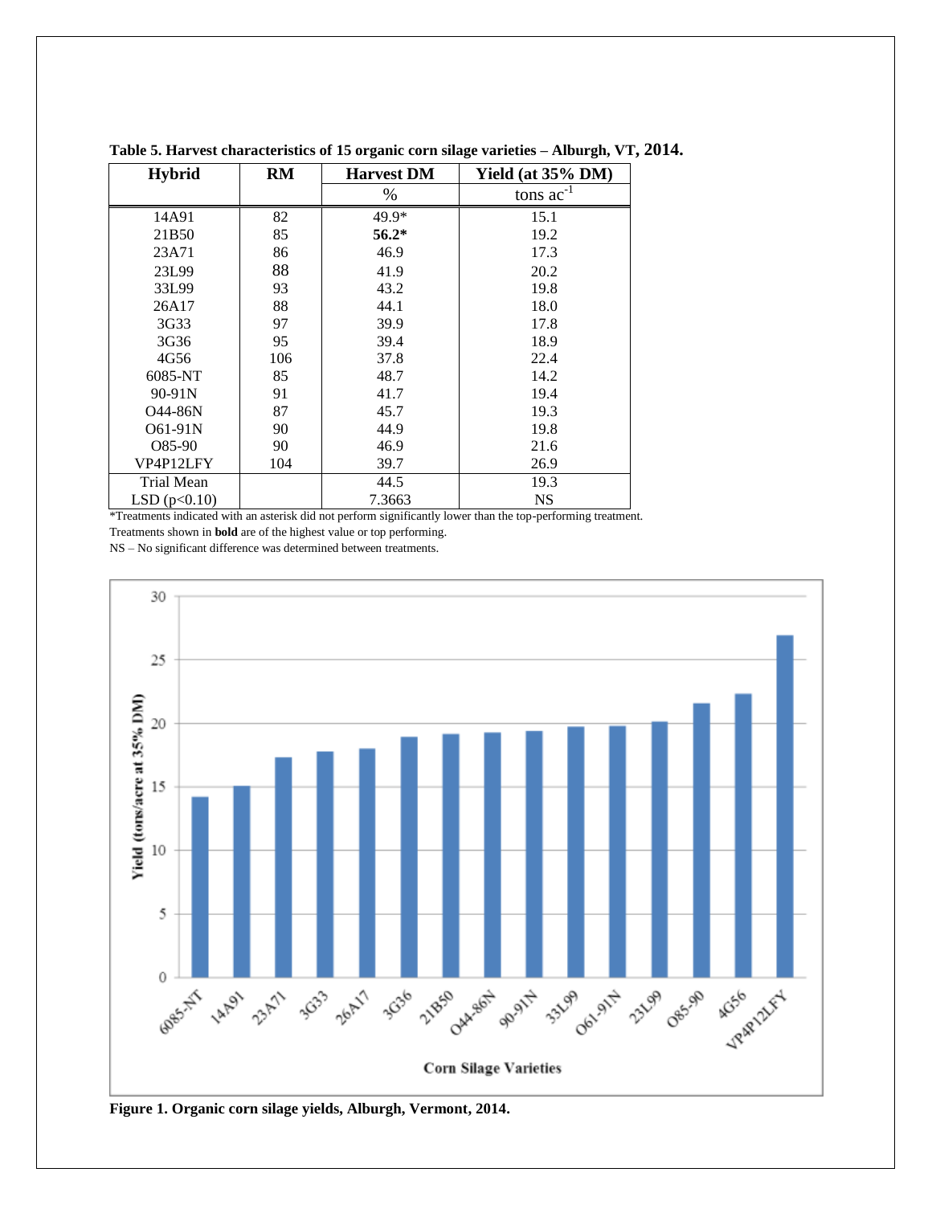**Table 5. Harvest characteristics of 15 organic corn silage varieties – Alburgh, VT, 2014.**

| Hybrid | RM | Harvest DM | Yield (at 35% DM) |
|---|---|---|---|
| | | % | tons ac$^{-1}$ |
| 14A91 | 82 | 49.9* | 15.1 |
| 21B50 | 85 | **56.2*** | 19.2 |
| 23A71 | 86 | 46.9 | 17.3 |
| 23L99 | 88 | 41.9 | 20.2 |
| 33L99 | 93 | 43.2 | 19.8 |
| 26A17 | 88 | 44.1 | 18.0 |
| 3G33 | 97 | 39.9 | 17.8 |
| 3G36 | 95 | 39.4 | 18.9 |
| 4G56 | 106 | 37.8 | 22.4 |
| 6085-NT | 85 | 48.7 | 14.2 |
| 90-91N | 91 | 41.7 | 19.4 |
| O44-86N | 87 | 45.7 | 19.3 |
| O61-91N | 90 | 44.9 | 19.8 |
| O85-90 | 90 | 46.9 | 21.6 |
| VP4P12LFY | 104 | 39.7 | 26.9 |
| Trial Mean | | 44.5 | 19.3 |
| LSD ($p<0.10$) | | 7.3663 | NS |

*Treatments indicated with an asterisk did not perform significantly lower than the top-performing treatment.
Treatments shown in **bold** are of the highest value or top performing.
NS – No significant difference was determined between treatments.

**Figure 1. Organic corn silage yields, Alburgh, Vermont, 2014.**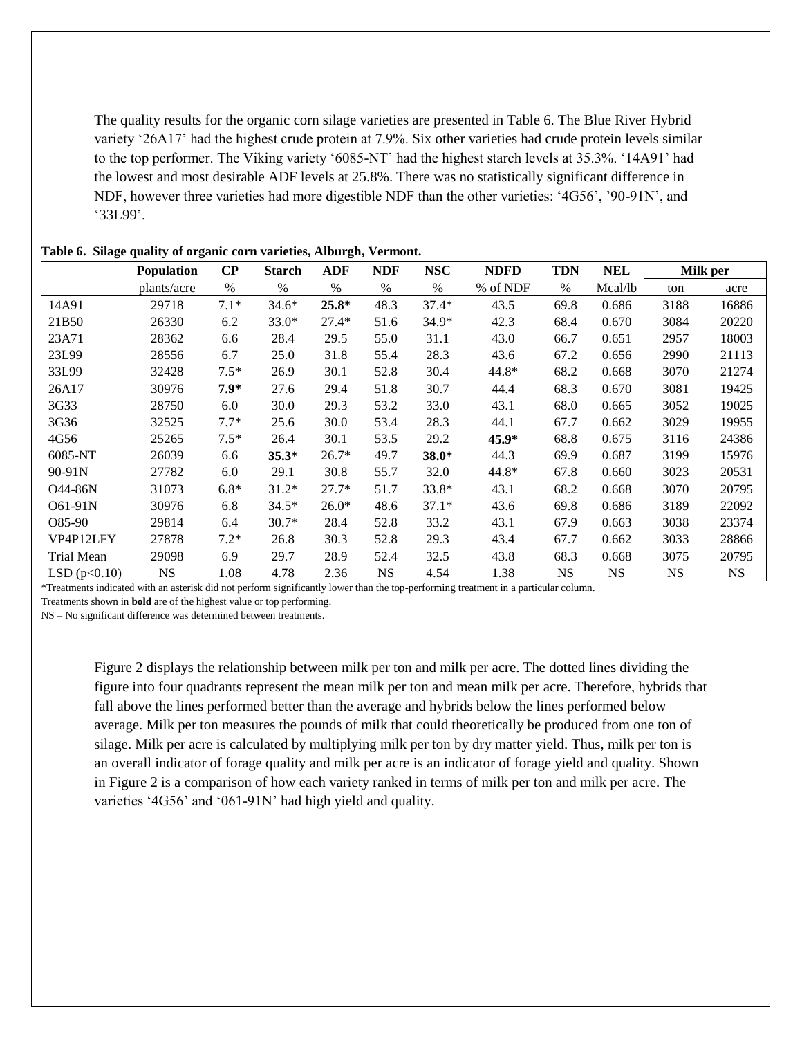The quality results for the organic corn silage varieties are presented in Table 6. The Blue River Hybrid variety '26A17' had the highest crude protein at 7.9%. Six other varieties had crude protein levels similar to the top performer. The Viking variety '6085-NT' had the highest starch levels at 35.3%. '14A91' had the lowest and most desirable ADF levels at 25.8%. There was no statistically significant difference in NDF, however three varieties had more digestible NDF than the other varieties: '4G56', '90-91N', and '33L99'.

**Table 6. Silage quality of organic corn varieties, Alburgh, Vermont.**

| | Population | CP | Starch | ADF | NDF | NSC | NDFD | TDN | NEL | Milk per | |
|---|---|---|---|---|---|---|---|---|---|---|---|
| | plants/acre | % | % | % | % | % | % of NDF | % | Mcal/lb | ton | acre |
| 14A91 | 29718 | 7.1* | 34.6* | **25.8*** | 48.3 | 37.4* | 43.5 | 69.8 | 0.686 | 3188 | 16886 |
| 21B50 | 26330 | 6.2 | 33.0* | 27.4* | 51.6 | 34.9* | 42.3 | 68.4 | 0.670 | 3084 | 20220 |
| 23A71 | 28362 | 6.6 | 28.4 | 29.5 | 55.0 | 31.1 | 43.0 | 66.7 | 0.651 | 2957 | 18003 |
| 23L99 | 28556 | 6.7 | 25.0 | 31.8 | 55.4 | 28.3 | 43.6 | 67.2 | 0.656 | 2990 | 21113 |
| 33L99 | 32428 | 7.5* | 26.9 | 30.1 | 52.8 | 30.4 | 44.8* | 68.2 | 0.668 | 3070 | 21274 |
| 26A17 | 30976 | **7.9*** | 27.6 | 29.4 | 51.8 | 30.7 | 44.4 | 68.3 | 0.670 | 3081 | 19425 |
| 3G33 | 28750 | 6.0 | 30.0 | 29.3 | 53.2 | 33.0 | 43.1 | 68.0 | 0.665 | 3052 | 19025 |
| 3G36 | 32525 | 7.7* | 25.6 | 30.0 | 53.4 | 28.3 | 44.1 | 67.7 | 0.662 | 3029 | 19955 |
| 4G56 | 25265 | 7.5* | 26.4 | 30.1 | 53.5 | 29.2 | **45.9*** | 68.8 | 0.675 | 3116 | 24386 |
| 6085-NT | 26039 | 6.6 | **35.3*** | 26.7* | 49.7 | **38.0*** | 44.3 | 69.9 | 0.687 | 3199 | 15976 |
| 90-91N | 27782 | 6.0 | 29.1 | 30.8 | 55.7 | 32.0 | 44.8* | 67.8 | 0.660 | 3023 | 20531 |
| O44-86N | 31073 | 6.8* | 31.2* | 27.7* | 51.7 | 33.8* | 43.1 | 68.2 | 0.668 | 3070 | 20795 |
| O61-91N | 30976 | 6.8 | 34.5* | 26.0* | 48.6 | 37.1* | 43.6 | 69.8 | 0.686 | 3189 | 22092 |
| O85-90 | 29814 | 6.4 | 30.7* | 28.4 | 52.8 | 33.2 | 43.1 | 67.9 | 0.663 | 3038 | 23374 |
| VP4P12LFY | 27878 | 7.2* | 26.8 | 30.3 | 52.8 | 29.3 | 43.4 | 67.7 | 0.662 | 3033 | 28866 |
| Trial Mean | 29098 | 6.9 | 29.7 | 28.9 | 52.4 | 32.5 | 43.8 | 68.3 | 0.668 | 3075 | 20795 |
| LSD (p<0.10) | NS | 1.08 | 4.78 | 2.36 | NS | 4.54 | 1.38 | NS | NS | NS | NS |

*Treatments indicated with an asterisk did not perform significantly lower than the top-performing treatment in a particular column.

Treatments shown in **bold** are of the highest value or top performing.

NS – No significant difference was determined between treatments.

Figure 2 displays the relationship between milk per ton and milk per acre. The dotted lines dividing the figure into four quadrants represent the mean milk per ton and mean milk per acre. Therefore, hybrids that fall above the lines performed better than the average and hybrids below the lines performed below average. Milk per ton measures the pounds of milk that could theoretically be produced from one ton of silage. Milk per acre is calculated by multiplying milk per ton by dry matter yield. Thus, milk per ton is an overall indicator of forage quality and milk per acre is an indicator of forage yield and quality. Shown in Figure 2 is a comparison of how each variety ranked in terms of milk per ton and milk per acre. The varieties '4G56' and '061-91N' had high yield and quality.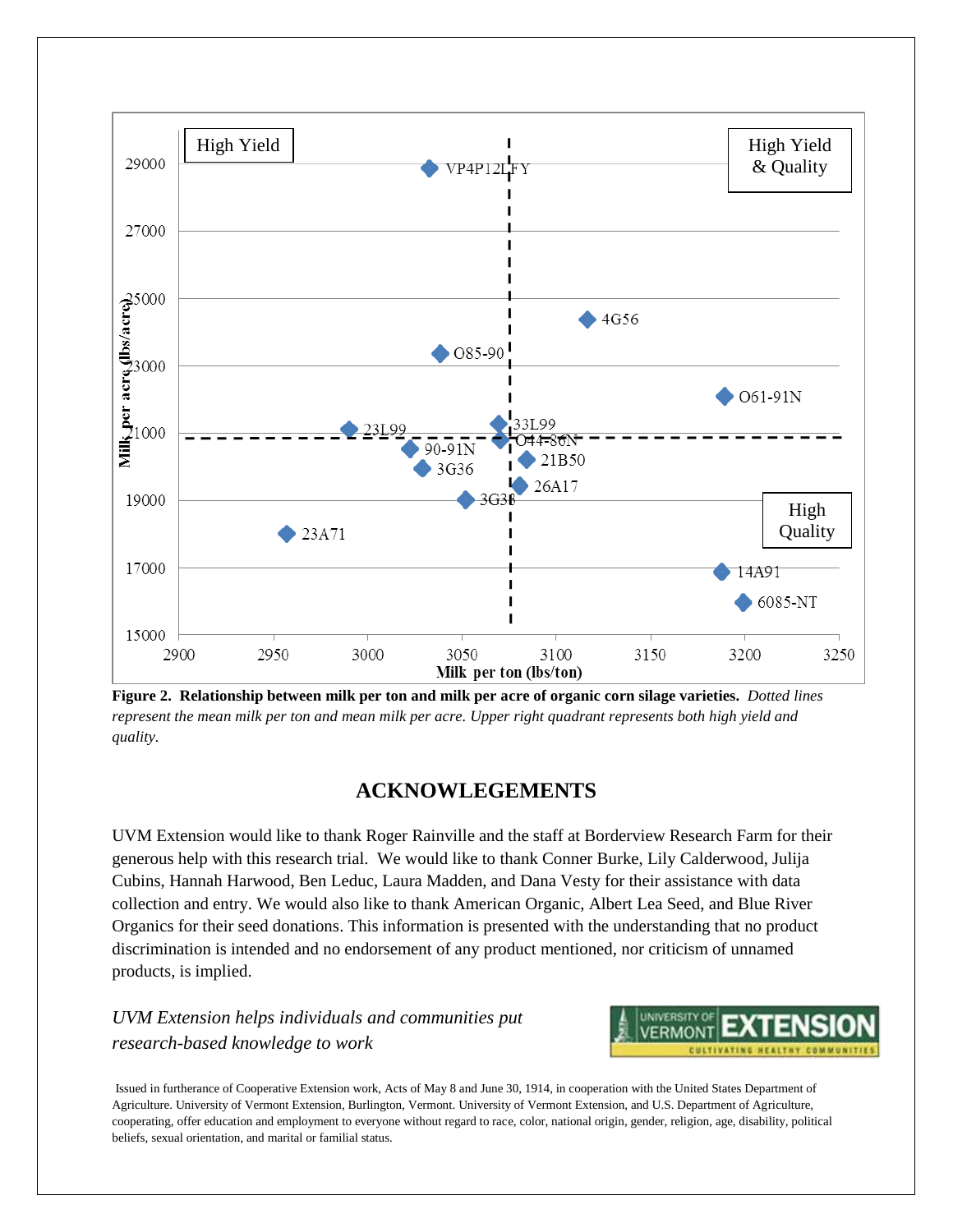High Yield

High Yield & Quality

High Quality

Milk per acre (lbs/acre)

Milk per ton (lbs/ton)

29000
27000
25000
23000
21000
19000
17000
15000

2900 2950 3000 3050 3100 3150 3200 3250

VP4P12LFY
4G56
O85-90
O61-91N
23L99
33L99
O44-86N
90-91N
21B50
3G36
26A17
3G33
23A71
14A91
6085-NT

**Figure 2. Relationship between milk per ton and milk per acre of organic corn silage varieties.** *Dotted lines represent the mean milk per ton and mean milk per acre. Upper right quadrant represents both high yield and quality.*

## ACKNOWLEGEMENTS

UVM Extension would like to thank Roger Rainville and the staff at Borderview Research Farm for their generous help with this research trial. We would like to thank Conner Burke, Lily Calderwood, Julija Cubins, Hannah Harwood, Ben Leduc, Laura Madden, and Dana Vesty for their assistance with data collection and entry. We would also like to thank American Organic, Albert Lea Seed, and Blue River Organics for their seed donations. This information is presented with the understanding that no product discrimination is intended and no endorsement of any product mentioned, nor criticism of unnamed products, is implied.

*UVM Extension helps individuals and communities put research-based knowledge to work*

UNIVERSITY OF VERMONT EXTENSION
CULTIVATING HEALTHY COMMUNITIES

Issued in furtherance of Cooperative Extension work, Acts of May 8 and June 30, 1914, in cooperation with the United States Department of Agriculture. University of Vermont Extension, Burlington, Vermont. University of Vermont Extension, and U.S. Department of Agriculture, cooperating, offer education and employment to everyone without regard to race, color, national origin, gender, religion, age, disability, political beliefs, sexual orientation, and marital or familial status.